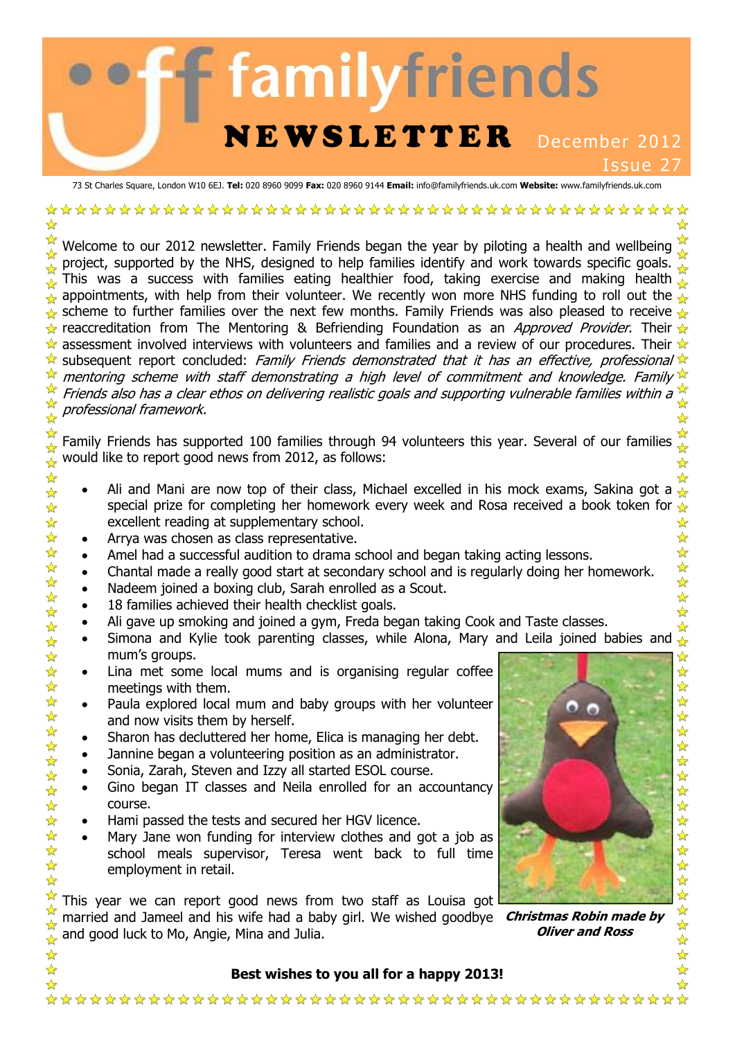# familyfriends NEWSLETTER

December 2012

Issue 27

73 St Charles Square, London W10 6EJ. **Tel:** 020 8960 9099 **Fax:** 020 8960 9144 **Email:** info@familyfriends.uk.com **Website:** www.familyfriends.uk.com

Welcome to our 2012 newsletter. Family Friends began the year by piloting a health and wellbeing project, supported by the NHS, designed to help families identify and work towards specific goals. This was a success with families eating healthier food, taking exercise and making health appointments, with help from their volunteer. We recently won more NHS funding to roll out the scheme to further families over the next few months. Family Friends was also pleased to receive reaccreditation from The Mentoring & Befriending Foundation as an *Approved Provider*. Their assessment involved interviews with volunteers and families and a review of our procedures. Their subsequent report concluded: *Family Friends demonstrated that it has an effective, professional mentoring scheme with staff demonstrating a high level of commitment and knowledge. Family Friends also has a clear ethos on delivering realistic goals and supporting vulnerable families within a professional framework.*

Family Friends has supported 100 families through 94 volunteers this year. Several of our families would like to report good news from 2012, as follows:

- Ali and Mani are now top of their class, Michael excelled in his mock exams, Sakina got a special prize for completing her homework every week and Rosa received a book token for excellent reading at supplementary school.
- Arrya was chosen as class representative.
- Amel had a successful audition to drama school and began taking acting lessons.
- Chantal made a really good start at secondary school and is regularly doing her homework.
- Nadeem joined a boxing club, Sarah enrolled as a Scout.
- 18 families achieved their health checklist goals.
- Ali gave up smoking and joined a gym, Freda began taking Cook and Taste classes.
- Simona and Kylie took parenting classes, while Alona, Mary and Leila joined babies and mum's groups.
- Lina met some local mums and is organising regular coffee meetings with them.
- Paula explored local mum and baby groups with her volunteer and now visits them by herself.
- Sharon has decluttered her home, Elica is managing her debt.
- Jannine began a volunteering position as an administrator.
- Sonia, Zarah, Steven and Izzy all started ESOL course.
- Gino began IT classes and Neila enrolled for an accountancy course.
- Hami passed the tests and secured her HGV licence.
- Mary Jane won funding for interview clothes and got a job as school meals supervisor, Teresa went back to full time employment in retail.

This year we can report good news from two staff as Louisa got married and Jameel and his wife had a baby girl. We wished goodbye and good luck to Mo, Angie, Mina and Julia.

***Christmas Robin made by Oliver and Ross***

**Best wishes to you all for a happy 2013!**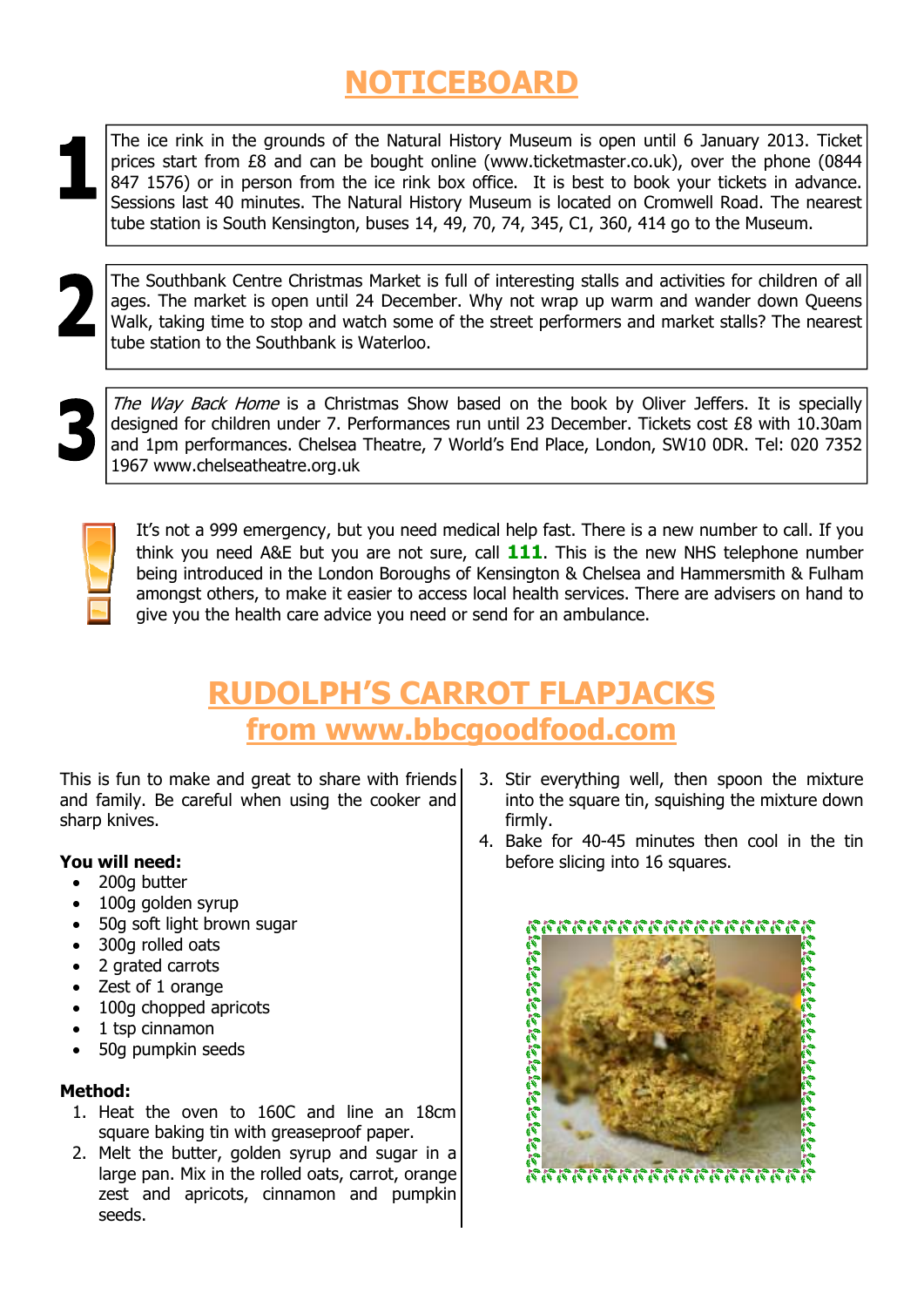# NOTICEBOARD

**1**

The ice rink in the grounds of the Natural History Museum is open until 6 January 2013. Ticket prices start from £8 and can be bought online (www.ticketmaster.co.uk), over the phone (0844 847 1576) or in person from the ice rink box office. It is best to book your tickets in advance. Sessions last 40 minutes. The Natural History Museum is located on Cromwell Road. The nearest tube station is South Kensington, buses 14, 49, 70, 74, 345, C1, 360, 414 go to the Museum.

**2**

The Southbank Centre Christmas Market is full of interesting stalls and activities for children of all ages. The market is open until 24 December. Why not wrap up warm and wander down Queens Walk, taking time to stop and watch some of the street performers and market stalls? The nearest tube station to the Southbank is Waterloo.

**3**

*The Way Back Home* is a Christmas Show based on the book by Oliver Jeffers. It is specially designed for children under 7. Performances run until 23 December. Tickets cost £8 with 10.30am and 1pm performances. Chelsea Theatre, 7 World's End Place, London, SW10 0DR. Tel: 020 7352 1967 www.chelseatheatre.org.uk

**!**

It's not a 999 emergency, but you need medical help fast. There is a new number to call. If you think you need A&E but you are not sure, call **111**. This is the new NHS telephone number being introduced in the London Boroughs of Kensington & Chelsea and Hammersmith & Fulham amongst others, to make it easier to access local health services. There are advisers on hand to give you the health care advice you need or send for an ambulance.

# RUDOLPH'S CARROT FLAPJACKS
## from www.bbcgoodfood.com

This is fun to make and great to share with friends and family. Be careful when using the cooker and sharp knives.

**You will need:**

- 200g butter
- 100g golden syrup
- 50g soft light brown sugar
- 300g rolled oats
- 2 grated carrots
- Zest of 1 orange
- 100g chopped apricots
- 1 tsp cinnamon
- 50g pumpkin seeds

**Method:**

1. Heat the oven to 160C and line an 18cm square baking tin with greaseproof paper.
2. Melt the butter, golden syrup and sugar in a large pan. Mix in the rolled oats, carrot, orange zest and apricots, cinnamon and pumpkin seeds.
3. Stir everything well, then spoon the mixture into the square tin, squishing the mixture down firmly.
4. Bake for 40-45 minutes then cool in the tin before slicing into 16 squares.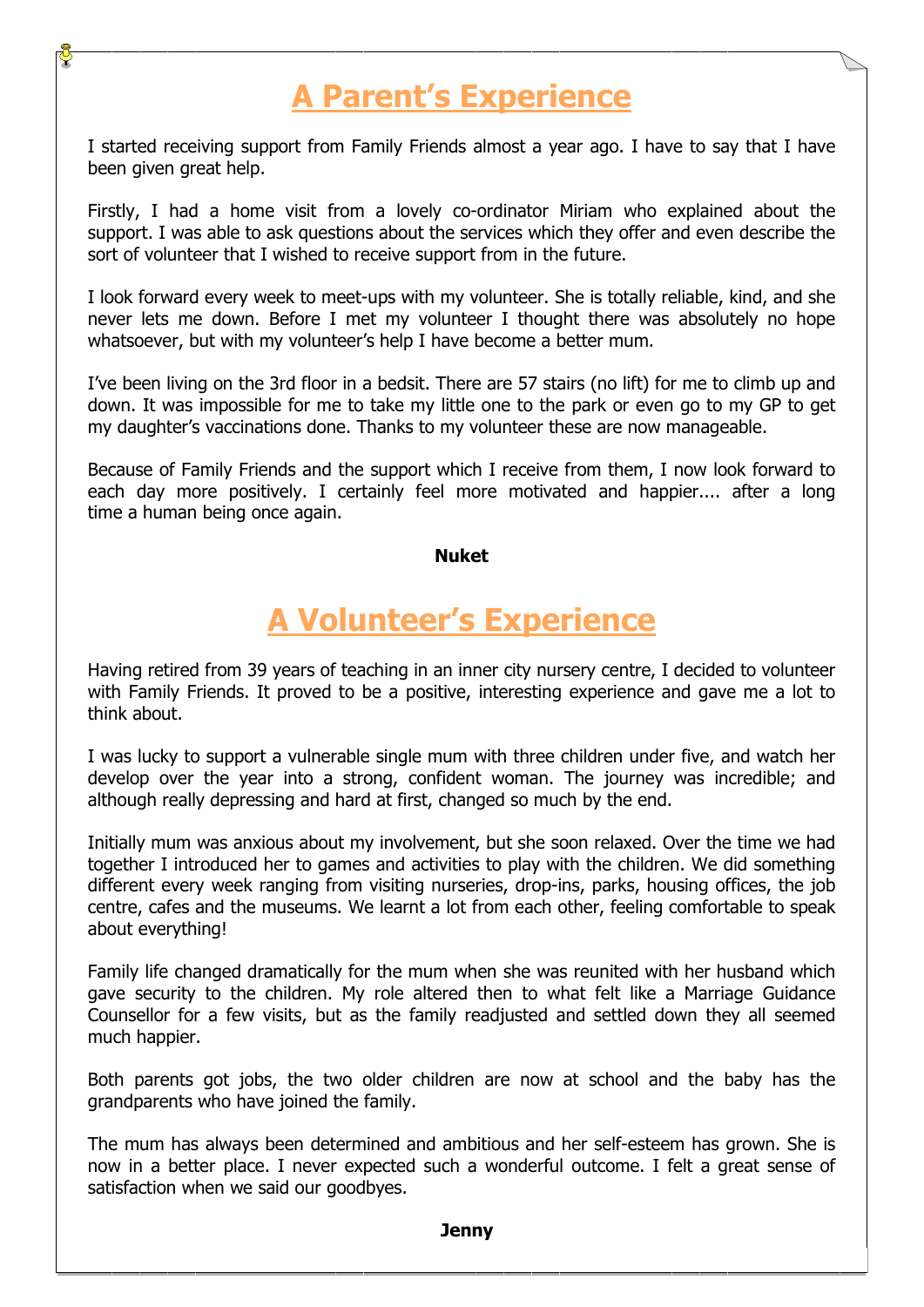# A Parent's Experience

I started receiving support from Family Friends almost a year ago. I have to say that I have been given great help.

Firstly, I had a home visit from a lovely co-ordinator Miriam who explained about the support. I was able to ask questions about the services which they offer and even describe the sort of volunteer that I wished to receive support from in the future.

I look forward every week to meet-ups with my volunteer. She is totally reliable, kind, and she never lets me down. Before I met my volunteer I thought there was absolutely no hope whatsoever, but with my volunteer's help I have become a better mum.

I've been living on the 3rd floor in a bedsit. There are 57 stairs (no lift) for me to climb up and down. It was impossible for me to take my little one to the park or even go to my GP to get my daughter's vaccinations done. Thanks to my volunteer these are now manageable.

Because of Family Friends and the support which I receive from them, I now look forward to each day more positively. I certainly feel more motivated and happier.... after a long time a human being once again.

**Nuket**

# A Volunteer's Experience

Having retired from 39 years of teaching in an inner city nursery centre, I decided to volunteer with Family Friends. It proved to be a positive, interesting experience and gave me a lot to think about.

I was lucky to support a vulnerable single mum with three children under five, and watch her develop over the year into a strong, confident woman. The journey was incredible; and although really depressing and hard at first, changed so much by the end.

Initially mum was anxious about my involvement, but she soon relaxed. Over the time we had together I introduced her to games and activities to play with the children. We did something different every week ranging from visiting nurseries, drop-ins, parks, housing offices, the job centre, cafes and the museums. We learnt a lot from each other, feeling comfortable to speak about everything!

Family life changed dramatically for the mum when she was reunited with her husband which gave security to the children. My role altered then to what felt like a Marriage Guidance Counsellor for a few visits, but as the family readjusted and settled down they all seemed much happier.

Both parents got jobs, the two older children are now at school and the baby has the grandparents who have joined the family.

The mum has always been determined and ambitious and her self-esteem has grown. She is now in a better place. I never expected such a wonderful outcome. I felt a great sense of satisfaction when we said our goodbyes.

**Jenny**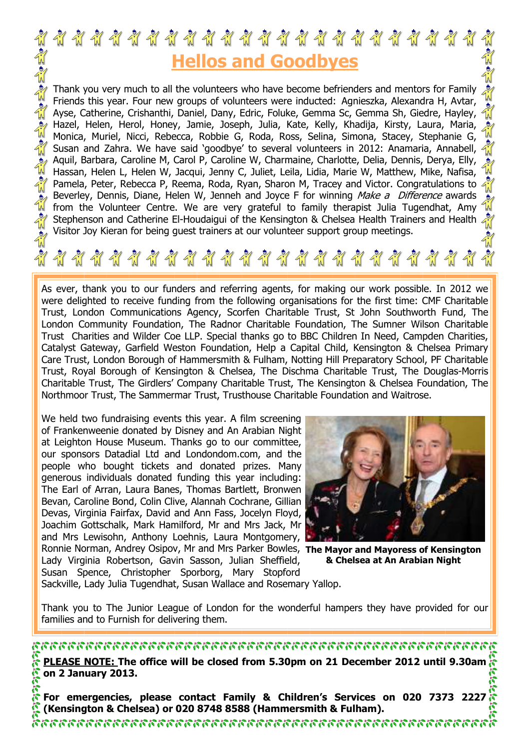# Hellos and Goodbyes

Thank you very much to all the volunteers who have become befrienders and mentors for Family Friends this year. Four new groups of volunteers were inducted: Agnieszka, Alexandra H, Avtar, Ayse, Catherine, Crishanthi, Daniel, Dany, Edric, Foluke, Gemma Sc, Gemma Sh, Giedre, Hayley, Hazel, Helen, Herol, Honey, Jamie, Joseph, Julia, Kate, Kelly, Khadija, Kirsty, Laura, Maria, Monica, Muriel, Nicci, Rebecca, Robbie G, Roda, Ross, Selina, Simona, Stacey, Stephanie G, Susan and Zahra. We have said 'goodbye' to several volunteers in 2012: Anamaria, Annabell, Aquil, Barbara, Caroline M, Carol P, Caroline W, Charmaine, Charlotte, Delia, Dennis, Derya, Elly, Hassan, Helen L, Helen W, Jacqui, Jenny C, Juliet, Leila, Lidia, Marie W, Matthew, Mike, Nafisa, Pamela, Peter, Rebecca P, Reema, Roda, Ryan, Sharon M, Tracey and Victor. Congratulations to Beverley, Dennis, Diane, Helen W, Jenneh and Joyce F for winning *Make a Difference* awards from the Volunteer Centre. We are very grateful to family therapist Julia Tugendhat, Amy Stephenson and Catherine El-Houdaigui of the Kensington & Chelsea Health Trainers and Health Visitor Joy Kieran for being guest trainers at our volunteer support group meetings.

As ever, thank you to our funders and referring agents, for making our work possible. In 2012 we were delighted to receive funding from the following organisations for the first time: CMF Charitable Trust, London Communications Agency, Scorfen Charitable Trust, St John Southworth Fund, The London Community Foundation, The Radnor Charitable Foundation, The Sumner Wilson Charitable Trust Charities and Wilder Coe LLP. Special thanks go to BBC Children In Need, Campden Charities, Catalyst Gateway, Garfield Weston Foundation, Help a Capital Child, Kensington & Chelsea Primary Care Trust, London Borough of Hammersmith & Fulham, Notting Hill Preparatory School, PF Charitable Trust, Royal Borough of Kensington & Chelsea, The Dischma Charitable Trust, The Douglas-Morris Charitable Trust, The Girdlers' Company Charitable Trust, The Kensington & Chelsea Foundation, The Northmoor Trust, The Sammermar Trust, Trusthouse Charitable Foundation and Waitrose.

We held two fundraising events this year. A film screening of Frankenweenie donated by Disney and An Arabian Night at Leighton House Museum. Thanks go to our committee, our sponsors Datadial Ltd and Londondom.com, and the people who bought tickets and donated prizes. Many generous individuals donated funding this year including: The Earl of Arran, Laura Banes, Thomas Bartlett, Bronwen Bevan, Caroline Bond, Colin Clive, Alannah Cochrane, Gillian Devas, Virginia Fairfax, David and Ann Fass, Jocelyn Floyd, Joachim Gottschalk, Mark Hamilford, Mr and Mrs Jack, Mr and Mrs Lewisohn, Anthony Loehnis, Laura Montgomery, Ronnie Norman, Andrey Osipov, Mr and Mrs Parker Bowles, Lady Virginia Robertson, Gavin Sasson, Julian Sheffield, Susan Spence, Christopher Sporborg, Mary Stopford Sackville, Lady Julia Tugendhat, Susan Wallace and Rosemary Yallop.

**The Mayor and Mayoress of Kensington & Chelsea at An Arabian Night**

Thank you to The Junior League of London for the wonderful hampers they have provided for our families and to Furnish for delivering them.

**PLEASE NOTE: The office will be closed from 5.30pm on 21 December 2012 until 9.30am on 2 January 2013.**

**For emergencies, please contact Family & Children's Services on 020 7373 2227 (Kensington & Chelsea) or 020 8748 8588 (Hammersmith & Fulham).**